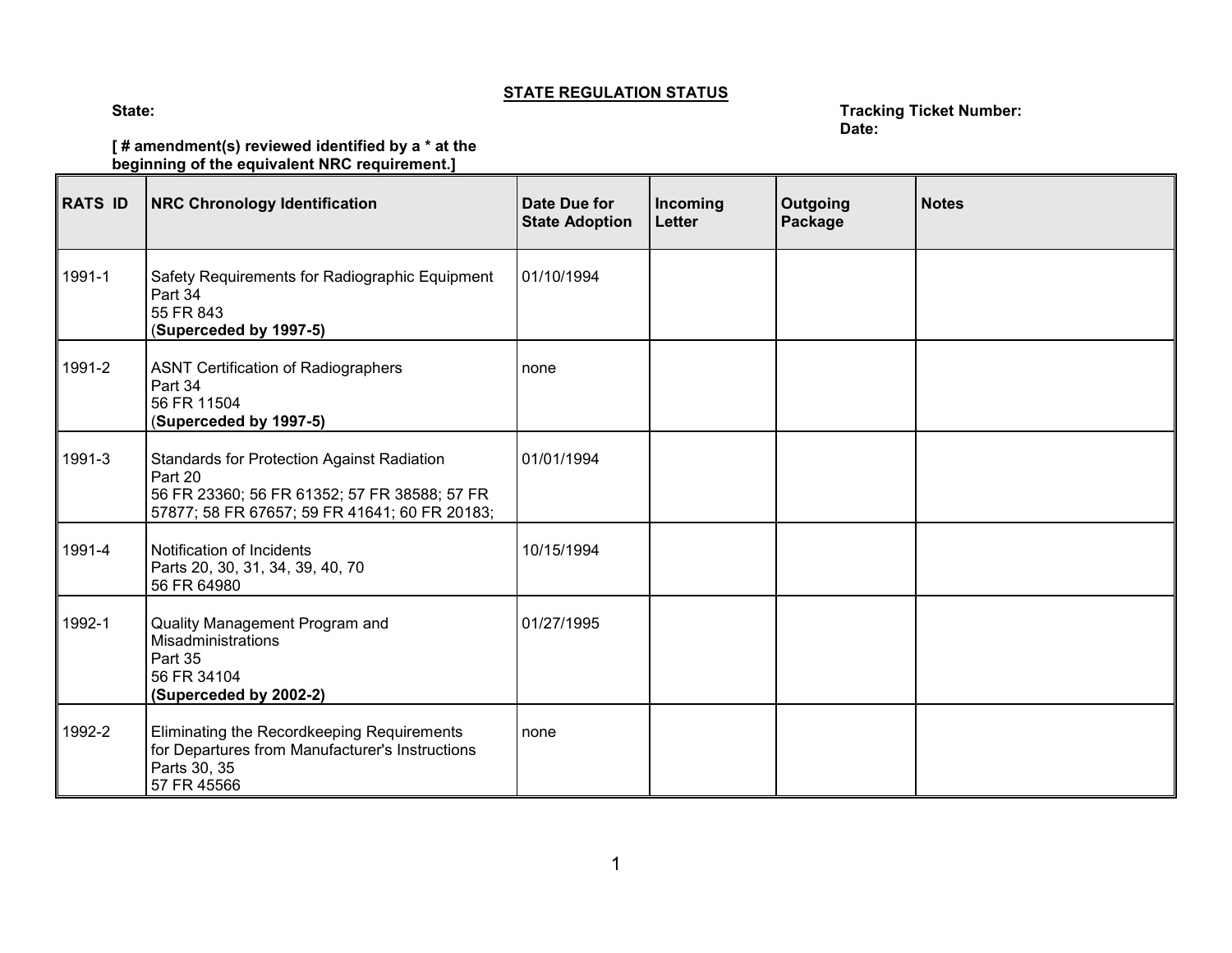## STATE REGULATION STATUS

**State:**

**Tracking Ticket Number:**
**Date:**

**[ # amendment(s) reviewed identified by a * at the beginning of the equivalent NRC requirement.]**

| RATS ID | NRC Chronology Identification | Date Due for State Adoption | Incoming Letter | Outgoing Package | Notes |
|---|---|---|---|---|---|
| 1991-1 | Safety Requirements for Radiographic Equipment<br>Part 34<br>55 FR 843<br>(**Superceded by 1997-5)** | 01/10/1994 | | | |
| 1991-2 | ASNT Certification of Radiographers<br>Part 34<br>56 FR 11504<br>(**Superceded by 1997-5)** | none | | | |
| 1991-3 | Standards for Protection Against Radiation<br>Part 20<br>56 FR 23360; 56 FR 61352; 57 FR 38588; 57 FR 57877; 58 FR 67657; 59 FR 41641; 60 FR 20183; | 01/01/1994 | | | |
| 1991-4 | Notification of Incidents<br>Parts 20, 30, 31, 34, 39, 40, 70<br>56 FR 64980 | 10/15/1994 | | | |
| 1992-1 | Quality Management Program and Misadministrations<br>Part 35<br>56 FR 34104<br>**(Superceded by 2002-2)** | 01/27/1995 | | | |
| 1992-2 | Eliminating the Recordkeeping Requirements for Departures from Manufacturer's Instructions<br>Parts 30, 35<br>57 FR 45566 | none | | | |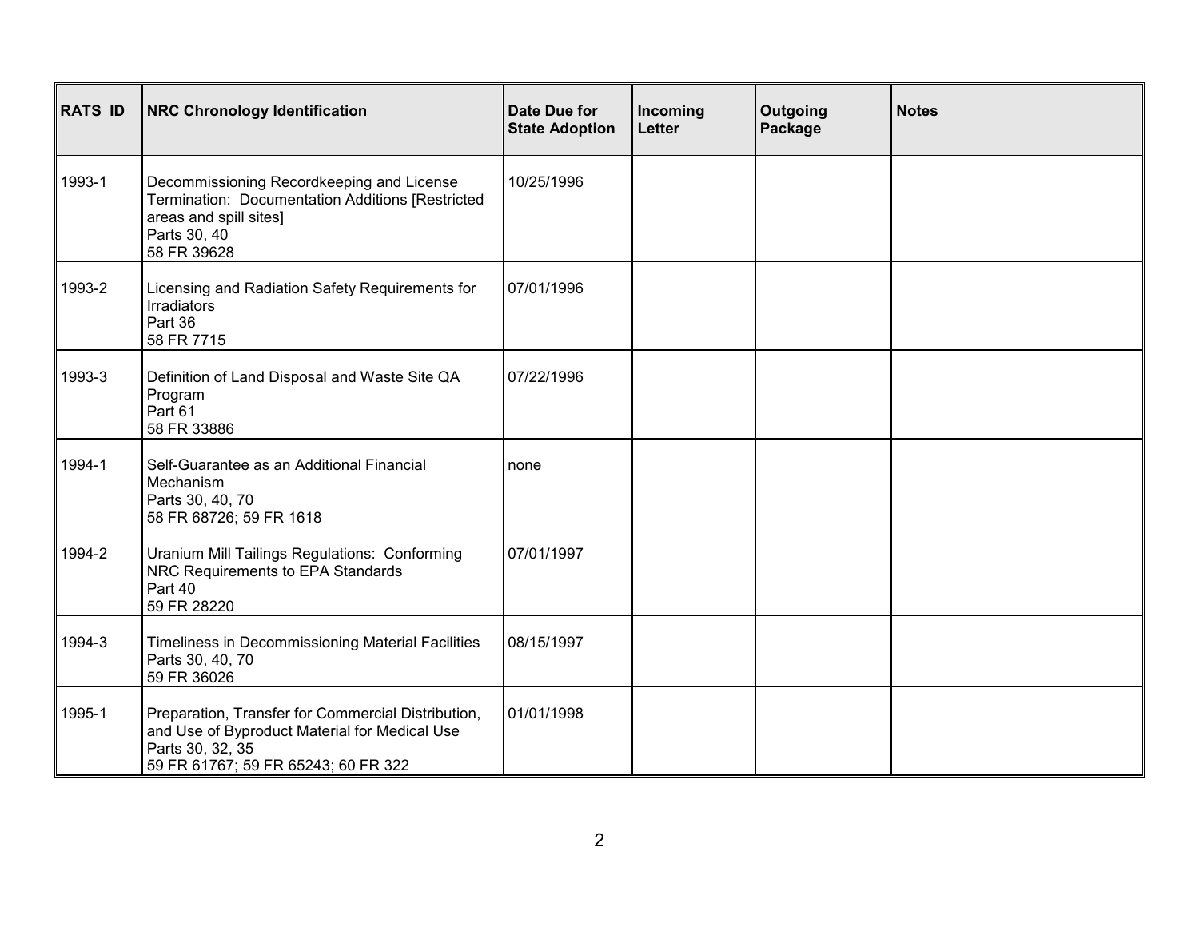| RATS ID | NRC Chronology Identification | Date Due for State Adoption | Incoming Letter | Outgoing Package | Notes |
|---|---|---|---|---|---|
| 1993-1 | Decommissioning Recordkeeping and License Termination: Documentation Additions [Restricted areas and spill sites]<br>Parts 30, 40<br>58 FR 39628 | 10/25/1996 | | | |
| 1993-2 | Licensing and Radiation Safety Requirements for Irradiators<br>Part 36<br>58 FR 7715 | 07/01/1996 | | | |
| 1993-3 | Definition of Land Disposal and Waste Site QA Program<br>Part 61<br>58 FR 33886 | 07/22/1996 | | | |
| 1994-1 | Self-Guarantee as an Additional Financial Mechanism<br>Parts 30, 40, 70<br>58 FR 68726; 59 FR 1618 | none | | | |
| 1994-2 | Uranium Mill Tailings Regulations: Conforming NRC Requirements to EPA Standards<br>Part 40<br>59 FR 28220 | 07/01/1997 | | | |
| 1994-3 | Timeliness in Decommissioning Material Facilities<br>Parts 30, 40, 70<br>59 FR 36026 | 08/15/1997 | | | |
| 1995-1 | Preparation, Transfer for Commercial Distribution, and Use of Byproduct Material for Medical Use<br>Parts 30, 32, 35<br>59 FR 61767; 59 FR 65243; 60 FR 322 | 01/01/1998 | | | |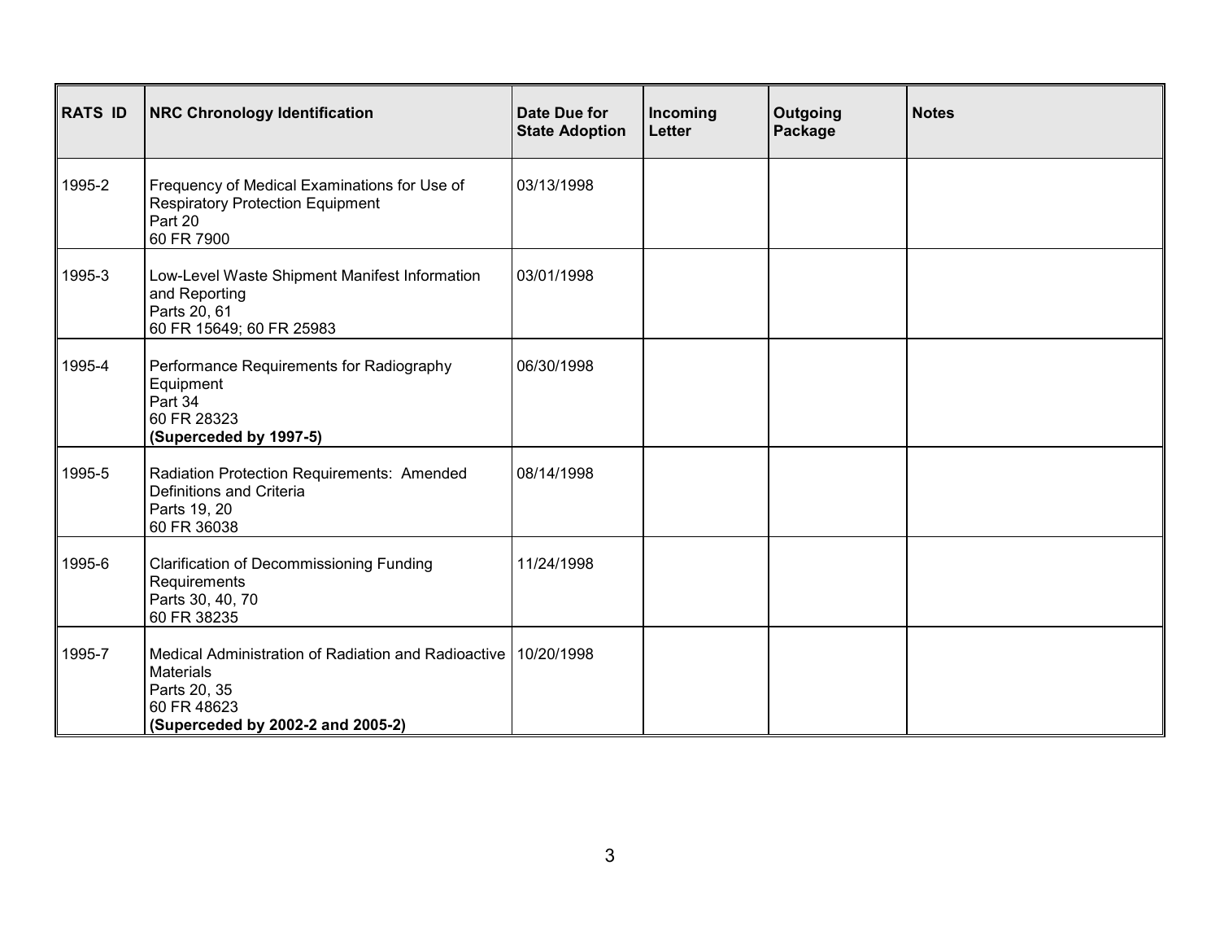| RATS ID | NRC Chronology Identification | Date Due for State Adoption | Incoming Letter | Outgoing Package | Notes |
|---|---|---|---|---|---|
| 1995-2 | Frequency of Medical Examinations for Use of Respiratory Protection Equipment<br>Part 20<br>60 FR 7900 | 03/13/1998 | | | |
| 1995-3 | Low-Level Waste Shipment Manifest Information and Reporting<br>Parts 20, 61<br>60 FR 15649; 60 FR 25983 | 03/01/1998 | | | |
| 1995-4 | Performance Requirements for Radiography Equipment<br>Part 34<br>60 FR 28323<br>**(Superceded by 1997-5)** | 06/30/1998 | | | |
| 1995-5 | Radiation Protection Requirements: Amended Definitions and Criteria<br>Parts 19, 20<br>60 FR 36038 | 08/14/1998 | | | |
| 1995-6 | Clarification of Decommissioning Funding Requirements<br>Parts 30, 40, 70<br>60 FR 38235 | 11/24/1998 | | | |
| 1995-7 | Medical Administration of Radiation and Radioactive Materials<br>Parts 20, 35<br>60 FR 48623<br>**(Superceded by 2002-2 and 2005-2)** | 10/20/1998 | | | |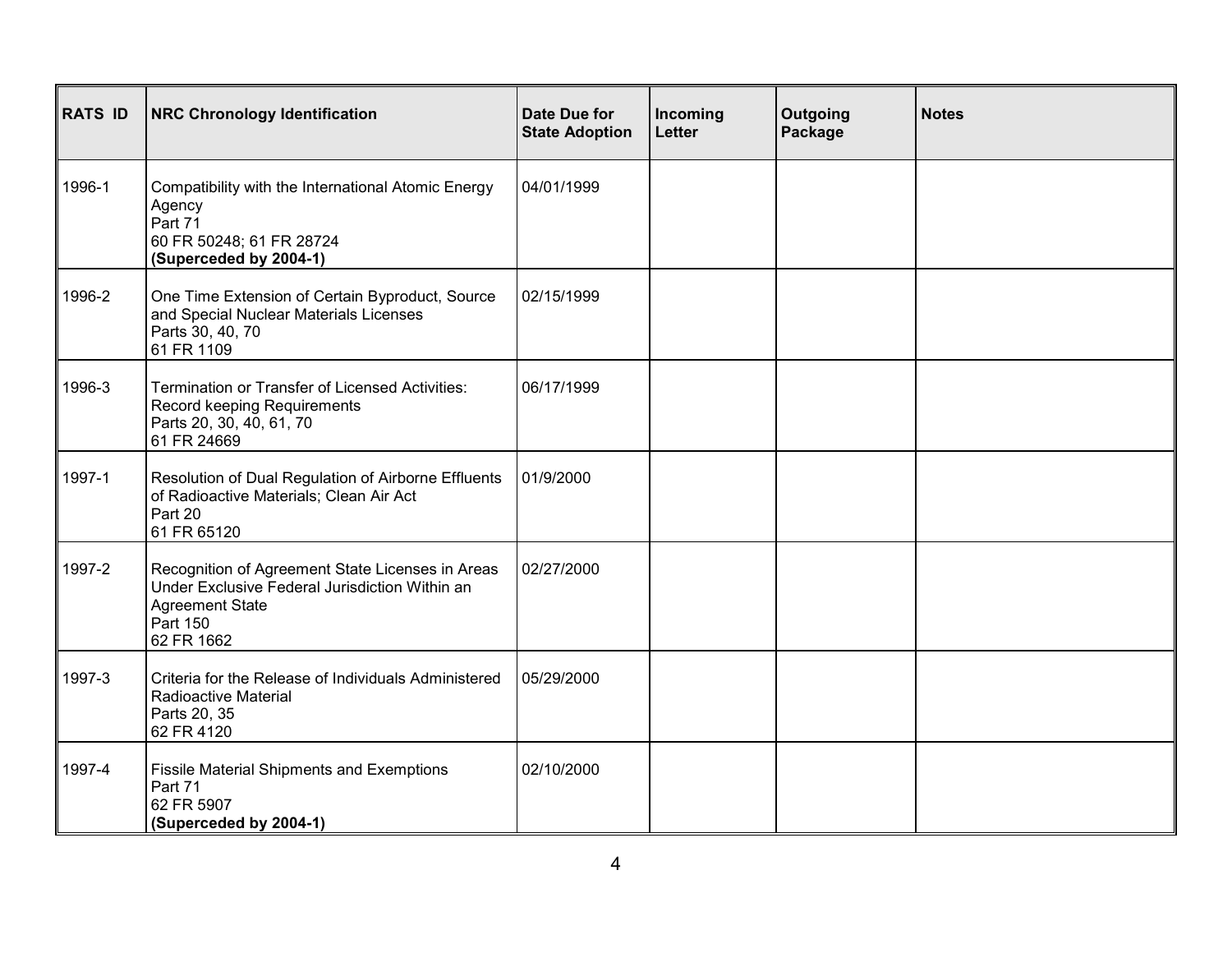| RATS ID | NRC Chronology Identification | Date Due for State Adoption | Incoming Letter | Outgoing Package | Notes |
|---|---|---|---|---|---|
| 1996-1 | Compatibility with the International Atomic Energy Agency<br>Part 71<br>60 FR 50248; 61 FR 28724<br>**(Superceded by 2004-1)** | 04/01/1999 | | | |
| 1996-2 | One Time Extension of Certain Byproduct, Source and Special Nuclear Materials Licenses<br>Parts 30, 40, 70<br>61 FR 1109 | 02/15/1999 | | | |
| 1996-3 | Termination or Transfer of Licensed Activities: Record keeping Requirements<br>Parts 20, 30, 40, 61, 70<br>61 FR 24669 | 06/17/1999 | | | |
| 1997-1 | Resolution of Dual Regulation of Airborne Effluents of Radioactive Materials; Clean Air Act<br>Part 20<br>61 FR 65120 | 01/9/2000 | | | |
| 1997-2 | Recognition of Agreement State Licenses in Areas Under Exclusive Federal Jurisdiction Within an Agreement State<br>Part 150<br>62 FR 1662 | 02/27/2000 | | | |
| 1997-3 | Criteria for the Release of Individuals Administered Radioactive Material<br>Parts 20, 35<br>62 FR 4120 | 05/29/2000 | | | |
| 1997-4 | Fissile Material Shipments and Exemptions<br>Part 71<br>62 FR 5907<br>**(Superceded by 2004-1)** | 02/10/2000 | | | |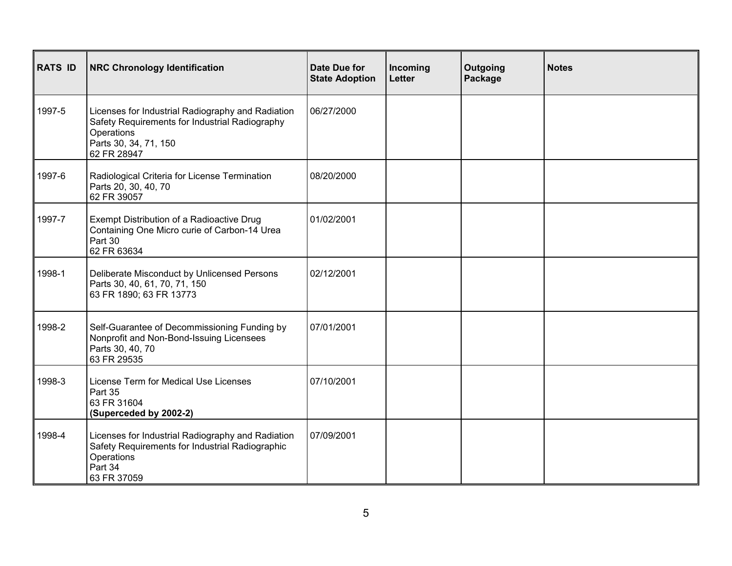| RATS ID | NRC Chronology Identification | Date Due for State Adoption | Incoming Letter | Outgoing Package | Notes |
|---|---|---|---|---|---|
| 1997-5 | Licenses for Industrial Radiography and Radiation Safety Requirements for Industrial Radiography Operations<br>Parts 30, 34, 71, 150<br>62 FR 28947 | 06/27/2000 | | | |
| 1997-6 | Radiological Criteria for License Termination<br>Parts 20, 30, 40, 70<br>62 FR 39057 | 08/20/2000 | | | |
| 1997-7 | Exempt Distribution of a Radioactive Drug Containing One Micro curie of Carbon-14 Urea<br>Part 30<br>62 FR 63634 | 01/02/2001 | | | |
| 1998-1 | Deliberate Misconduct by Unlicensed Persons<br>Parts 30, 40, 61, 70, 71, 150<br>63 FR 1890; 63 FR 13773 | 02/12/2001 | | | |
| 1998-2 | Self-Guarantee of Decommissioning Funding by Nonprofit and Non-Bond-Issuing Licensees<br>Parts 30, 40, 70<br>63 FR 29535 | 07/01/2001 | | | |
| 1998-3 | License Term for Medical Use Licenses<br>Part 35<br>63 FR 31604<br>**(Superceded by 2002-2)** | 07/10/2001 | | | |
| 1998-4 | Licenses for Industrial Radiography and Radiation Safety Requirements for Industrial Radiographic Operations<br>Part 34<br>63 FR 37059 | 07/09/2001 | | | |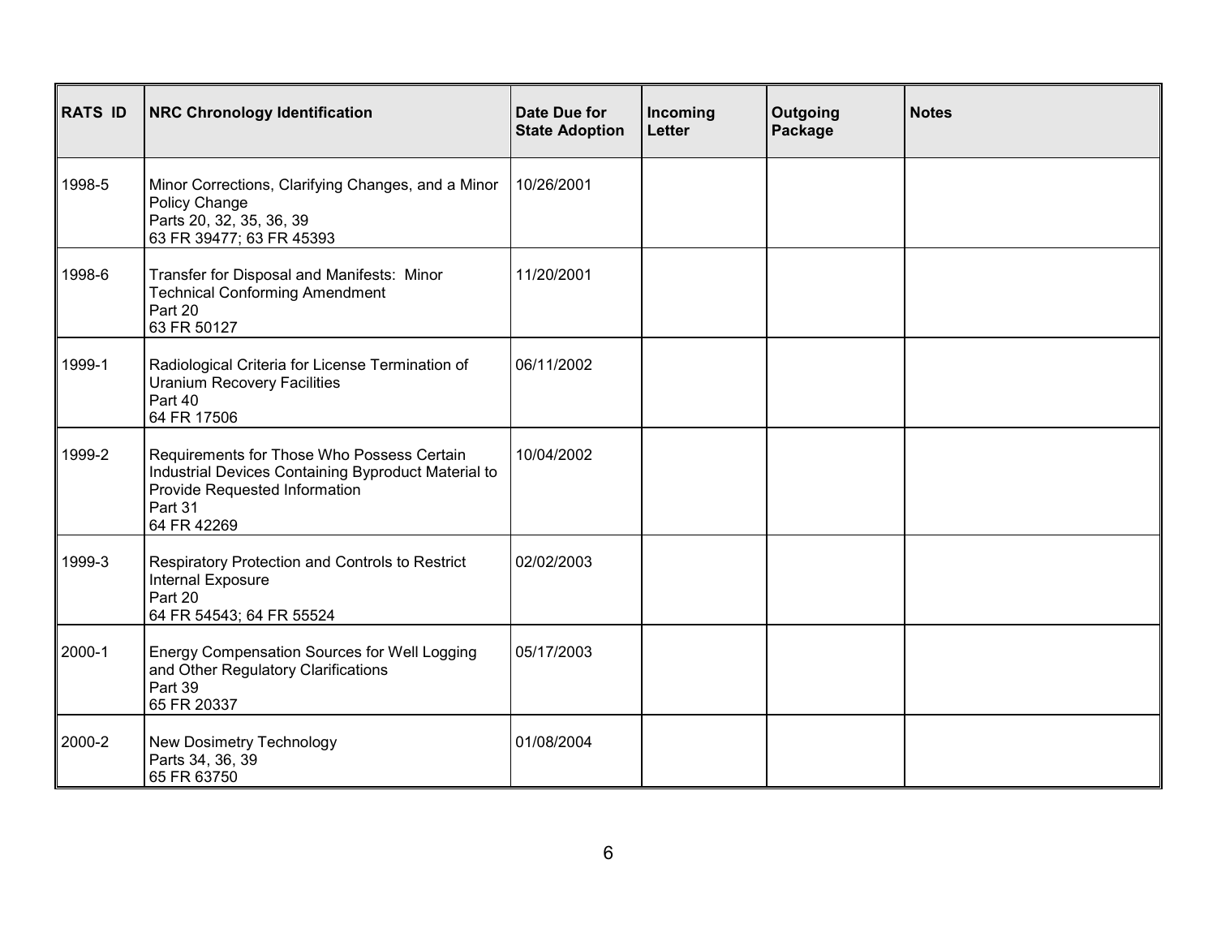| RATS ID | NRC Chronology Identification | Date Due for State Adoption | Incoming Letter | Outgoing Package | Notes |
|---|---|---|---|---|---|
| 1998-5 | Minor Corrections, Clarifying Changes, and a Minor Policy Change<br>Parts 20, 32, 35, 36, 39<br>63 FR 39477; 63 FR 45393 | 10/26/2001 | | | |
| 1998-6 | Transfer for Disposal and Manifests: Minor Technical Conforming Amendment<br>Part 20<br>63 FR 50127 | 11/20/2001 | | | |
| 1999-1 | Radiological Criteria for License Termination of Uranium Recovery Facilities<br>Part 40<br>64 FR 17506 | 06/11/2002 | | | |
| 1999-2 | Requirements for Those Who Possess Certain Industrial Devices Containing Byproduct Material to Provide Requested Information<br>Part 31<br>64 FR 42269 | 10/04/2002 | | | |
| 1999-3 | Respiratory Protection and Controls to Restrict Internal Exposure<br>Part 20<br>64 FR 54543; 64 FR 55524 | 02/02/2003 | | | |
| 2000-1 | Energy Compensation Sources for Well Logging and Other Regulatory Clarifications<br>Part 39<br>65 FR 20337 | 05/17/2003 | | | |
| 2000-2 | New Dosimetry Technology<br>Parts 34, 36, 39<br>65 FR 63750 | 01/08/2004 | | | |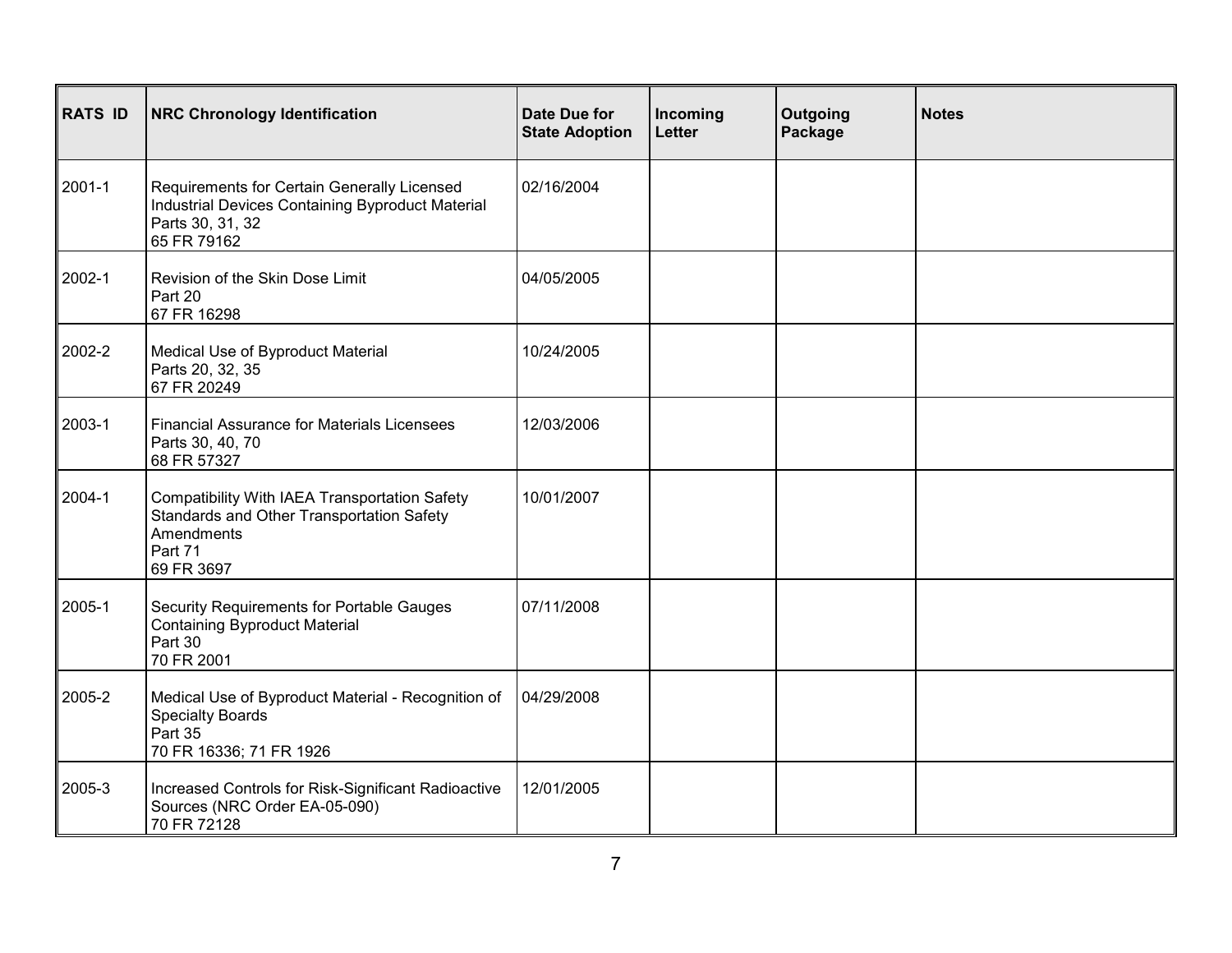| RATS ID | NRC Chronology Identification | Date Due for State Adoption | Incoming Letter | Outgoing Package | Notes |
|---|---|---|---|---|---|
| 2001-1 | Requirements for Certain Generally Licensed Industrial Devices Containing Byproduct Material<br>Parts 30, 31, 32<br>65 FR 79162 | 02/16/2004 | | | |
| 2002-1 | Revision of the Skin Dose Limit<br>Part 20<br>67 FR 16298 | 04/05/2005 | | | |
| 2002-2 | Medical Use of Byproduct Material<br>Parts 20, 32, 35<br>67 FR 20249 | 10/24/2005 | | | |
| 2003-1 | Financial Assurance for Materials Licensees<br>Parts 30, 40, 70<br>68 FR 57327 | 12/03/2006 | | | |
| 2004-1 | Compatibility With IAEA Transportation Safety Standards and Other Transportation Safety Amendments<br>Part 71<br>69 FR 3697 | 10/01/2007 | | | |
| 2005-1 | Security Requirements for Portable Gauges Containing Byproduct Material<br>Part 30<br>70 FR 2001 | 07/11/2008 | | | |
| 2005-2 | Medical Use of Byproduct Material - Recognition of Specialty Boards<br>Part 35<br>70 FR 16336; 71 FR 1926 | 04/29/2008 | | | |
| 2005-3 | Increased Controls for Risk-Significant Radioactive Sources (NRC Order EA-05-090)<br>70 FR 72128 | 12/01/2005 | | | |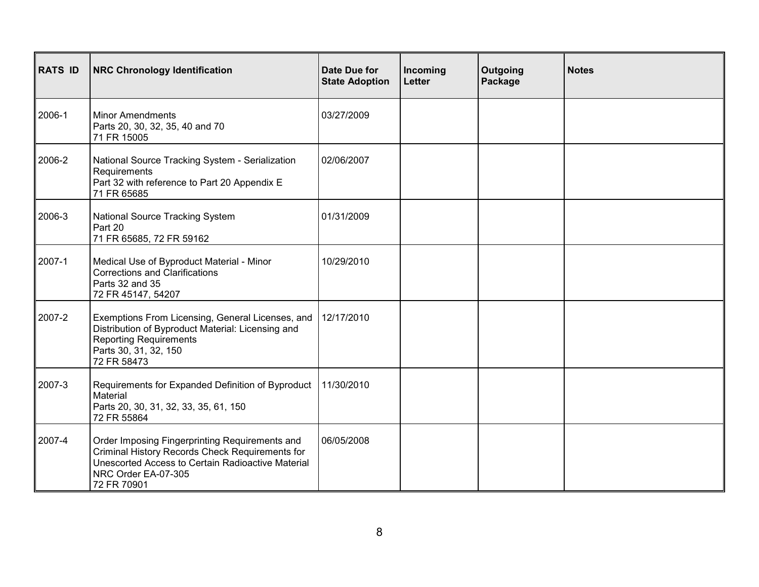| RATS ID | NRC Chronology Identification | Date Due for State Adoption | Incoming Letter | Outgoing Package | Notes |
|---|---|---|---|---|---|
| 2006-1 | Minor Amendments<br>Parts 20, 30, 32, 35, 40 and 70<br>71 FR 15005 | 03/27/2009 | | | |
| 2006-2 | National Source Tracking System - Serialization Requirements<br>Part 32 with reference to Part 20 Appendix E<br>71 FR 65685 | 02/06/2007 | | | |
| 2006-3 | National Source Tracking System<br>Part 20<br>71 FR 65685, 72 FR 59162 | 01/31/2009 | | | |
| 2007-1 | Medical Use of Byproduct Material - Minor Corrections and Clarifications<br>Parts 32 and 35<br>72 FR 45147, 54207 | 10/29/2010 | | | |
| 2007-2 | Exemptions From Licensing, General Licenses, and Distribution of Byproduct Material: Licensing and Reporting Requirements<br>Parts 30, 31, 32, 150<br>72 FR 58473 | 12/17/2010 | | | |
| 2007-3 | Requirements for Expanded Definition of Byproduct Material<br>Parts 20, 30, 31, 32, 33, 35, 61, 150<br>72 FR 55864 | 11/30/2010 | | | |
| 2007-4 | Order Imposing Fingerprinting Requirements and Criminal History Records Check Requirements for Unescorted Access to Certain Radioactive Material<br>NRC Order EA-07-305<br>72 FR 70901 | 06/05/2008 | | | |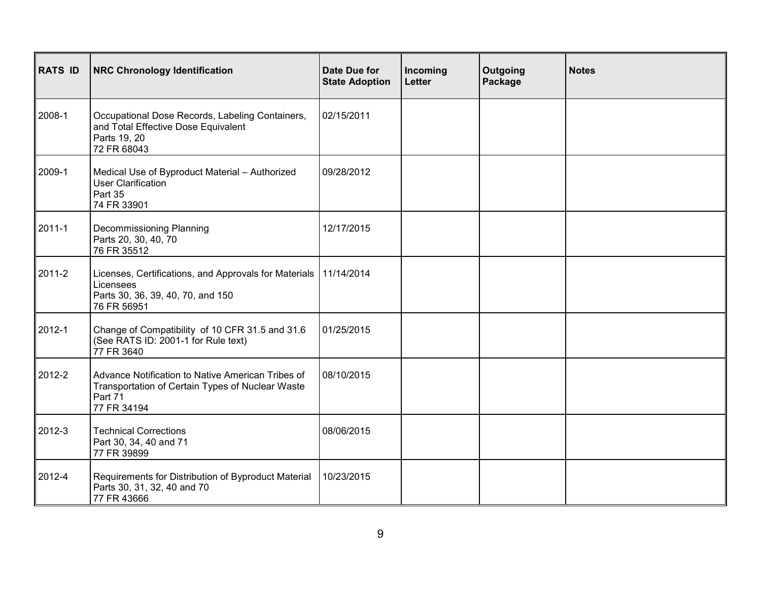| RATS ID | NRC Chronology Identification | Date Due for State Adoption | Incoming Letter | Outgoing Package | Notes |
|---|---|---|---|---|---|
| 2008-1 | Occupational Dose Records, Labeling Containers, and Total Effective Dose Equivalent<br>Parts 19, 20<br>72 FR 68043 | 02/15/2011 | | | |
| 2009-1 | Medical Use of Byproduct Material – Authorized User Clarification<br>Part 35<br>74 FR 33901 | 09/28/2012 | | | |
| 2011-1 | Decommissioning Planning<br>Parts 20, 30, 40, 70<br>76 FR 35512 | 12/17/2015 | | | |
| 2011-2 | Licenses, Certifications, and Approvals for Materials Licensees<br>Parts 30, 36, 39, 40, 70, and 150<br>76 FR 56951 | 11/14/2014 | | | |
| 2012-1 | Change of Compatibility of 10 CFR 31.5 and 31.6 (See RATS ID: 2001-1 for Rule text)<br>77 FR 3640 | 01/25/2015 | | | |
| 2012-2 | Advance Notification to Native American Tribes of Transportation of Certain Types of Nuclear Waste<br>Part 71<br>77 FR 34194 | 08/10/2015 | | | |
| 2012-3 | Technical Corrections<br>Part 30, 34, 40 and 71<br>77 FR 39899 | 08/06/2015 | | | |
| 2012-4 | Requirements for Distribution of Byproduct Material<br>Parts 30, 31, 32, 40 and 70<br>77 FR 43666 | 10/23/2015 | | | |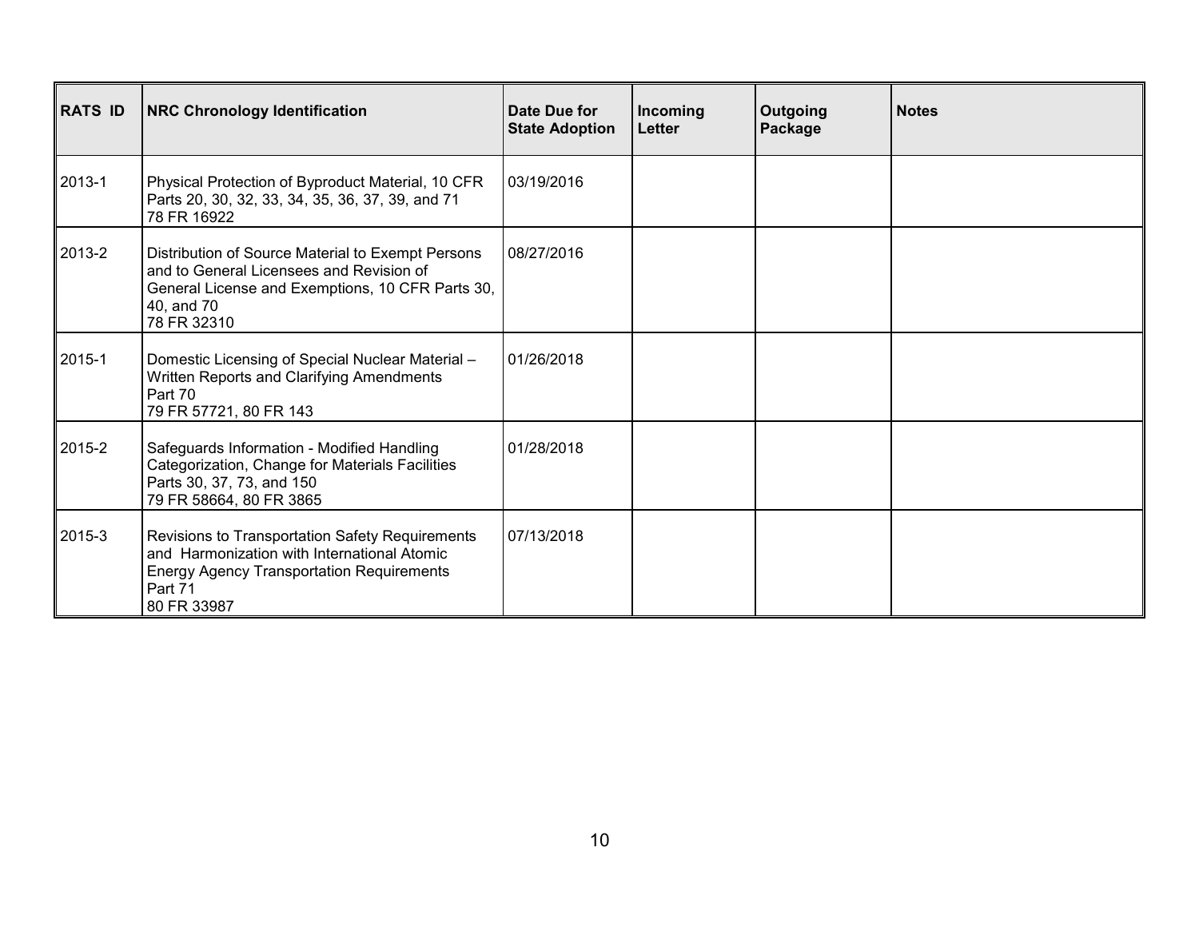| RATS ID | NRC Chronology Identification | Date Due for State Adoption | Incoming Letter | Outgoing Package | Notes |
|---|---|---|---|---|---|
| 2013-1 | Physical Protection of Byproduct Material, 10 CFR Parts 20, 30, 32, 33, 34, 35, 36, 37, 39, and 71<br>78 FR 16922 | 03/19/2016 | | | |
| 2013-2 | Distribution of Source Material to Exempt Persons and to General Licensees and Revision of General License and Exemptions, 10 CFR Parts 30, 40, and 70<br>78 FR 32310 | 08/27/2016 | | | |
| 2015-1 | Domestic Licensing of Special Nuclear Material – Written Reports and Clarifying Amendments<br>Part 70<br>79 FR 57721, 80 FR 143 | 01/26/2018 | | | |
| 2015-2 | Safeguards Information - Modified Handling Categorization, Change for Materials Facilities<br>Parts 30, 37, 73, and 150<br>79 FR 58664, 80 FR 3865 | 01/28/2018 | | | |
| 2015-3 | Revisions to Transportation Safety Requirements and Harmonization with International Atomic Energy Agency Transportation Requirements<br>Part 71<br>80 FR 33987 | 07/13/2018 | | | |